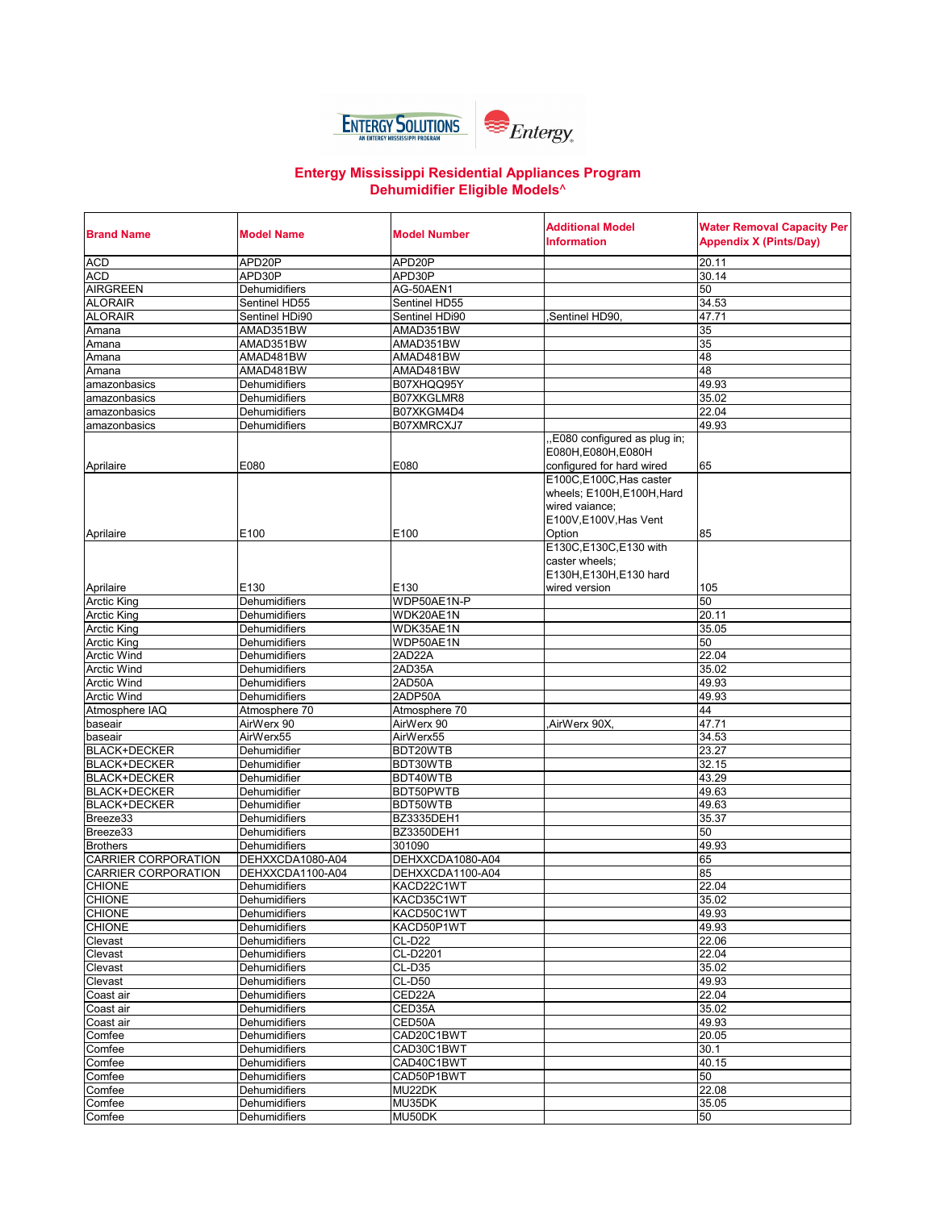# Entergy Mississippi Residential Appliances Program
## Dehumidifier Eligible Models^

| Brand Name | Model Name | Model Number | Additional Model Information | Water Removal Capacity Per Appendix X (Pints/Day) |
|---|---|---|---|---|
| ACD | APD20P | APD20P | | 20.11 |
| ACD | APD30P | APD30P | | 30.14 |
| AIRGREEN | Dehumidifiers | AG-50AEN1 | | 50 |
| ALORAIR | Sentinel HD55 | Sentinel HD55 | | 34.53 |
| ALORAIR | Sentinel HDi90 | Sentinel HDi90 | ,Sentinel HD90, | 47.71 |
| Amana | AMAD351BW | AMAD351BW | | 35 |
| Amana | AMAD351BW | AMAD351BW | | 35 |
| Amana | AMAD481BW | AMAD481BW | | 48 |
| Amana | AMAD481BW | AMAD481BW | | 48 |
| amazonbasics | Dehumidifiers | B07XHQQ95Y | | 49.93 |
| amazonbasics | Dehumidifiers | B07XKGLMR8 | | 35.02 |
| amazonbasics | Dehumidifiers | B07XKGM4D4 | | 22.04 |
| amazonbasics | Dehumidifiers | B07XMRCXJ7 | | 49.93 |
| Aprilaire | E080 | E080 | ,,E080 configured as plug in; E080H,E080H,E080H configured for hard wired | 65 |
| Aprilaire | E100 | E100 | E100C,E100C,Has caster wheels; E100H,E100H,Hard wired vaiance; E100V,E100V,Has Vent Option | 85 |
| Aprilaire | E130 | E130 | E130C,E130C,E130 with caster wheels; E130H,E130H,E130 hard wired version | 105 |
| Arctic King | Dehumidifiers | WDP50AE1N-P | | 50 |
| Arctic King | Dehumidifiers | WDK20AE1N | | 20.11 |
| Arctic King | Dehumidifiers | WDK35AE1N | | 35.05 |
| Arctic King | Dehumidifiers | WDP50AE1N | | 50 |
| Arctic Wind | Dehumidifiers | 2AD22A | | 22.04 |
| Arctic Wind | Dehumidifiers | 2AD35A | | 35.02 |
| Arctic Wind | Dehumidifiers | 2AD50A | | 49.93 |
| Arctic Wind | Dehumidifiers | 2ADP50A | | 49.93 |
| Atmosphere IAQ | Atmosphere 70 | Atmosphere 70 | | 44 |
| baseair | AirWerx 90 | AirWerx 90 | ,AirWerx 90X, | 47.71 |
| baseair | AirWerx55 | AirWerx55 | | 34.53 |
| BLACK+DECKER | Dehumidifier | BDT20WTB | | 23.27 |
| BLACK+DECKER | Dehumidifier | BDT30WTB | | 32.15 |
| BLACK+DECKER | Dehumidifier | BDT40WTB | | 43.29 |
| BLACK+DECKER | Dehumidifier | BDT50PWTB | | 49.63 |
| BLACK+DECKER | Dehumidifier | BDT50WTB | | 49.63 |
| Breeze33 | Dehumidifiers | BZ3335DEH1 | | 35.37 |
| Breeze33 | Dehumidifiers | BZ3350DEH1 | | 50 |
| Brothers | Dehumidifiers | 301090 | | 49.93 |
| CARRIER CORPORATION | DEHXXCDA1080-A04 | DEHXXCDA1080-A04 | | 65 |
| CARRIER CORPORATION | DEHXXCDA1100-A04 | DEHXXCDA1100-A04 | | 85 |
| CHIONE | Dehumidifiers | KACD22C1WT | | 22.04 |
| CHIONE | Dehumidifiers | KACD35C1WT | | 35.02 |
| CHIONE | Dehumidifiers | KACD50C1WT | | 49.93 |
| CHIONE | Dehumidifiers | KACD50P1WT | | 49.93 |
| Clevast | Dehumidifiers | CL-D22 | | 22.06 |
| Clevast | Dehumidifiers | CL-D2201 | | 22.04 |
| Clevast | Dehumidifiers | CL-D35 | | 35.02 |
| Clevast | Dehumidifiers | CL-D50 | | 49.93 |
| Coast air | Dehumidifiers | CED22A | | 22.04 |
| Coast air | Dehumidifiers | CED35A | | 35.02 |
| Coast air | Dehumidifiers | CED50A | | 49.93 |
| Comfee | Dehumidifiers | CAD20C1BWT | | 20.05 |
| Comfee | Dehumidifiers | CAD30C1BWT | | 30.1 |
| Comfee | Dehumidifiers | CAD40C1BWT | | 40.15 |
| Comfee | Dehumidifiers | CAD50P1BWT | | 50 |
| Comfee | Dehumidifiers | MU22DK | | 22.08 |
| Comfee | Dehumidifiers | MU35DK | | 35.05 |
| Comfee | Dehumidifiers | MU50DK | | 50 |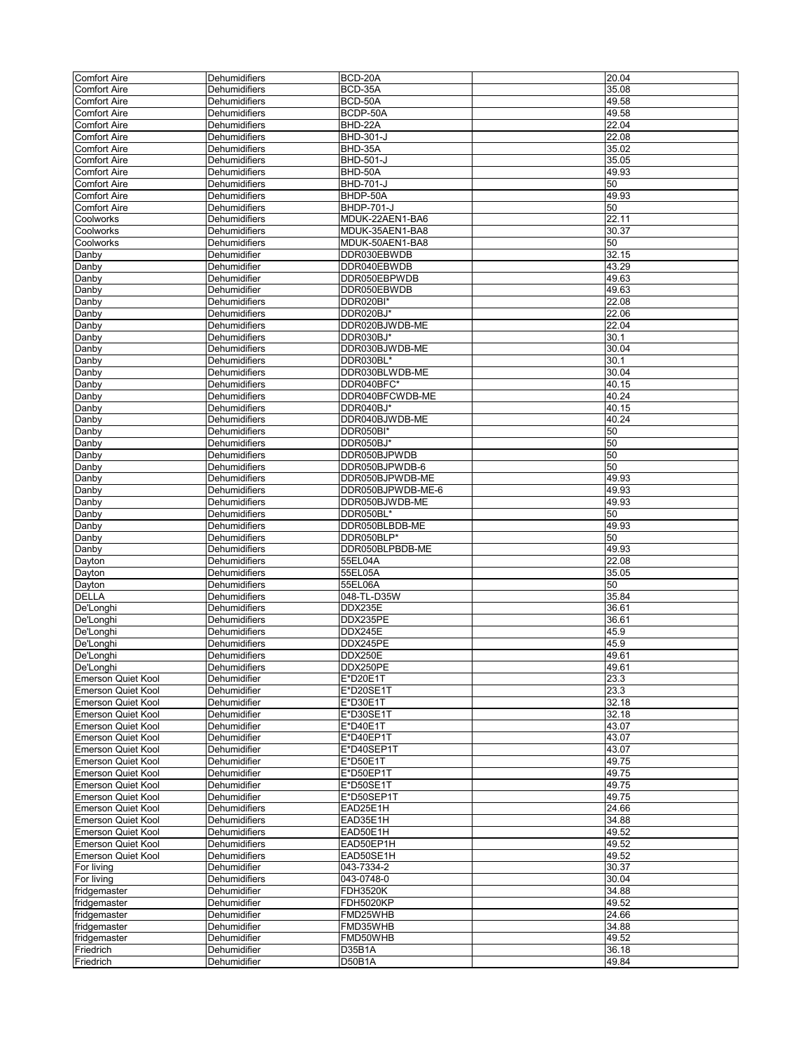| | | | | |
|---|---|---|---|---|
| Comfort Aire | Dehumidifiers | BCD-20A | | 20.04 |
| Comfort Aire | Dehumidifiers | BCD-35A | | 35.08 |
| Comfort Aire | Dehumidifiers | BCD-50A | | 49.58 |
| Comfort Aire | Dehumidifiers | BCDP-50A | | 49.58 |
| Comfort Aire | Dehumidifiers | BHD-22A | | 22.04 |
| Comfort Aire | Dehumidifiers | BHD-301-J | | 22.08 |
| Comfort Aire | Dehumidifiers | BHD-35A | | 35.02 |
| Comfort Aire | Dehumidifiers | BHD-501-J | | 35.05 |
| Comfort Aire | Dehumidifiers | BHD-50A | | 49.93 |
| Comfort Aire | Dehumidifiers | BHD-701-J | | 50 |
| Comfort Aire | Dehumidifiers | BHDP-50A | | 49.93 |
| Comfort Aire | Dehumidifiers | BHDP-701-J | | 50 |
| Coolworks | Dehumidifiers | MDUK-22AEN1-BA6 | | 22.11 |
| Coolworks | Dehumidifiers | MDUK-35AEN1-BA8 | | 30.37 |
| Coolworks | Dehumidifiers | MDUK-50AEN1-BA8 | | 50 |
| Danby | Dehumidifier | DDR030EBWDB | | 32.15 |
| Danby | Dehumidifier | DDR040EBWDB | | 43.29 |
| Danby | Dehumidifier | DDR050EBPWDB | | 49.63 |
| Danby | Dehumidifier | DDR050EBWDB | | 49.63 |
| Danby | Dehumidifiers | DDR020BI* | | 22.08 |
| Danby | Dehumidifiers | DDR020BJ* | | 22.06 |
| Danby | Dehumidifiers | DDR020BJWDB-ME | | 22.04 |
| Danby | Dehumidifiers | DDR030BJ* | | 30.1 |
| Danby | Dehumidifiers | DDR030BJWDB-ME | | 30.04 |
| Danby | Dehumidifiers | DDR030BL* | | 30.1 |
| Danby | Dehumidifiers | DDR030BLWDB-ME | | 30.04 |
| Danby | Dehumidifiers | DDR040BFC* | | 40.15 |
| Danby | Dehumidifiers | DDR040BFCWDB-ME | | 40.24 |
| Danby | Dehumidifiers | DDR040BJ* | | 40.15 |
| Danby | Dehumidifiers | DDR040BJWDB-ME | | 40.24 |
| Danby | Dehumidifiers | DDR050BI* | | 50 |
| Danby | Dehumidifiers | DDR050BJ* | | 50 |
| Danby | Dehumidifiers | DDR050BJPWDB | | 50 |
| Danby | Dehumidifiers | DDR050BJPWDB-6 | | 50 |
| Danby | Dehumidifiers | DDR050BJPWDB-ME | | 49.93 |
| Danby | Dehumidifiers | DDR050BJPWDB-ME-6 | | 49.93 |
| Danby | Dehumidifiers | DDR050BJWDB-ME | | 49.93 |
| Danby | Dehumidifiers | DDR050BL* | | 50 |
| Danby | Dehumidifiers | DDR050BLBDB-ME | | 49.93 |
| Danby | Dehumidifiers | DDR050BLP* | | 50 |
| Danby | Dehumidifiers | DDR050BLPBDB-ME | | 49.93 |
| Dayton | Dehumidifiers | 55EL04A | | 22.08 |
| Dayton | Dehumidifiers | 55EL05A | | 35.05 |
| Dayton | Dehumidifiers | 55EL06A | | 50 |
| DELLA | Dehumidifiers | 048-TL-D35W | | 35.84 |
| De'Longhi | Dehumidifiers | DDX235E | | 36.61 |
| De'Longhi | Dehumidifiers | DDX235PE | | 36.61 |
| De'Longhi | Dehumidifiers | DDX245E | | 45.9 |
| De'Longhi | Dehumidifiers | DDX245PE | | 45.9 |
| De'Longhi | Dehumidifiers | DDX250E | | 49.61 |
| De'Longhi | Dehumidifiers | DDX250PE | | 49.61 |
| Emerson Quiet Kool | Dehumidifier | E*D20E1T | | 23.3 |
| Emerson Quiet Kool | Dehumidifier | E*D20SE1T | | 23.3 |
| Emerson Quiet Kool | Dehumidifier | E*D30E1T | | 32.18 |
| Emerson Quiet Kool | Dehumidifier | E*D30SE1T | | 32.18 |
| Emerson Quiet Kool | Dehumidifier | E*D40E1T | | 43.07 |
| Emerson Quiet Kool | Dehumidifier | E*D40EP1T | | 43.07 |
| Emerson Quiet Kool | Dehumidifier | E*D40SEP1T | | 43.07 |
| Emerson Quiet Kool | Dehumidifier | E*D50E1T | | 49.75 |
| Emerson Quiet Kool | Dehumidifier | E*D50EP1T | | 49.75 |
| Emerson Quiet Kool | Dehumidifier | E*D50SE1T | | 49.75 |
| Emerson Quiet Kool | Dehumidifier | E*D50SEP1T | | 49.75 |
| Emerson Quiet Kool | Dehumidifiers | EAD25E1H | | 24.66 |
| Emerson Quiet Kool | Dehumidifiers | EAD35E1H | | 34.88 |
| Emerson Quiet Kool | Dehumidifiers | EAD50E1H | | 49.52 |
| Emerson Quiet Kool | Dehumidifiers | EAD50EP1H | | 49.52 |
| Emerson Quiet Kool | Dehumidifiers | EAD50SE1H | | 49.52 |
| For living | Dehumidifier | 043-7334-2 | | 30.37 |
| For living | Dehumidifiers | 043-0748-0 | | 30.04 |
| fridgemaster | Dehumidifier | FDH3520K | | 34.88 |
| fridgemaster | Dehumidifier | FDH5020KP | | 49.52 |
| fridgemaster | Dehumidifier | FMD25WHB | | 24.66 |
| fridgemaster | Dehumidifier | FMD35WHB | | 34.88 |
| fridgemaster | Dehumidifier | FMD50WHB | | 49.52 |
| Friedrich | Dehumidifier | D35B1A | | 36.18 |
| Friedrich | Dehumidifier | D50B1A | | 49.84 |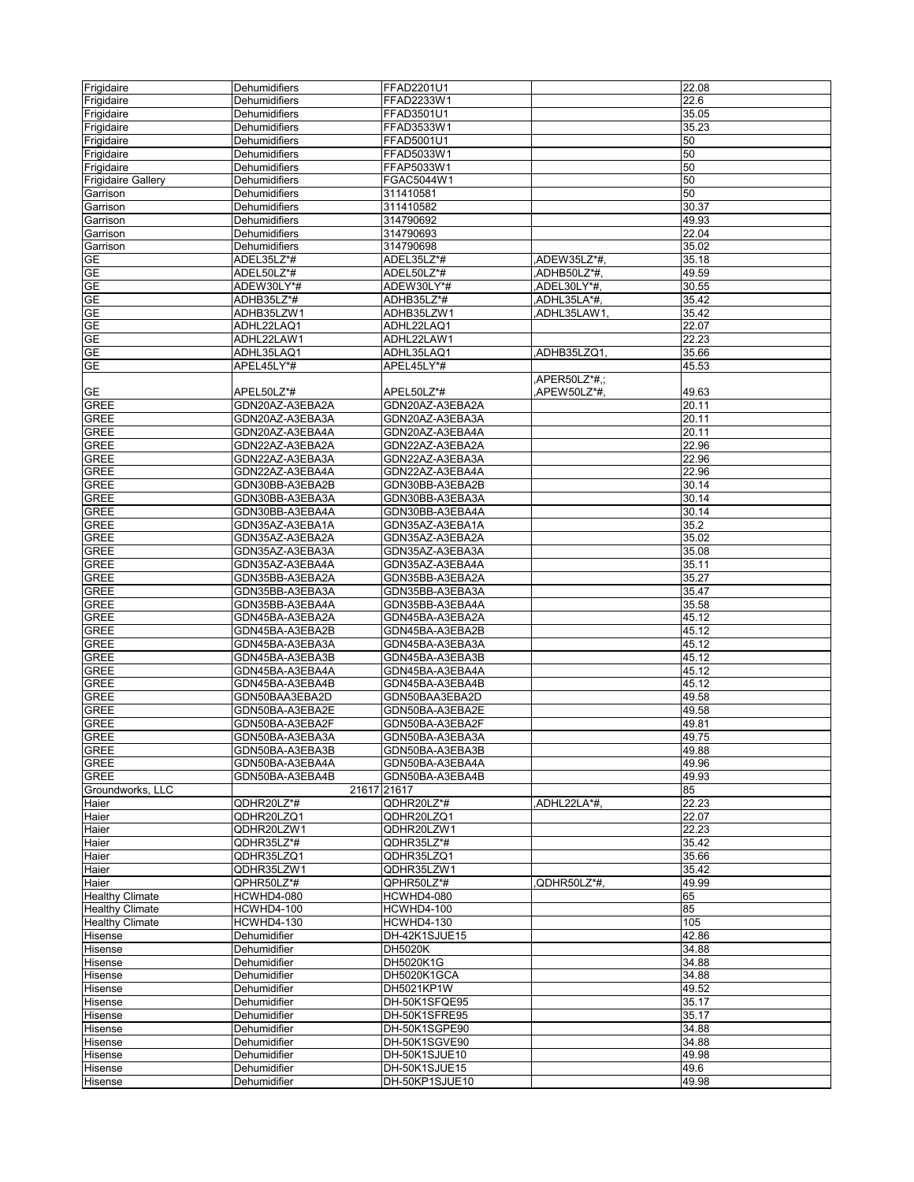| | | | | |
|---|---|---|---|---|
| Frigidaire | Dehumidifiers | FFAD2201U1 | | 22.08 |
| Frigidaire | Dehumidifiers | FFAD2233W1 | | 22.6 |
| Frigidaire | Dehumidifiers | FFAD3501U1 | | 35.05 |
| Frigidaire | Dehumidifiers | FFAD3533W1 | | 35.23 |
| Frigidaire | Dehumidifiers | FFAD5001U1 | | 50 |
| Frigidaire | Dehumidifiers | FFAD5033W1 | | 50 |
| Frigidaire | Dehumidifiers | FFAP5033W1 | | 50 |
| Frigidaire Gallery | Dehumidifiers | FGAC5044W1 | | 50 |
| Garrison | Dehumidifiers | 311410581 | | 50 |
| Garrison | Dehumidifiers | 311410582 | | 30.37 |
| Garrison | Dehumidifiers | 314790692 | | 49.93 |
| Garrison | Dehumidifiers | 314790693 | | 22.04 |
| Garrison | Dehumidifiers | 314790698 | | 35.02 |
| GE | ADEL35LZ*# | ADEL35LZ*# | ,ADEW35LZ*#, | 35.18 |
| GE | ADEL50LZ*# | ADEL50LZ*# | ,ADHB50LZ*#, | 49.59 |
| GE | ADEW30LY*# | ADEW30LY*# | ,ADEL30LY*#, | 30.55 |
| GE | ADHB35LZ*# | ADHB35LZ*# | ,ADHL35LA*#, | 35.42 |
| GE | ADHB35LZW1 | ADHB35LZW1 | ,ADHL35LAW1, | 35.42 |
| GE | ADHL22LAQ1 | ADHL22LAQ1 | | 22.07 |
| GE | ADHL22LAW1 | ADHL22LAW1 | | 22.23 |
| GE | ADHL35LAQ1 | ADHL35LAQ1 | ,ADHB35LZQ1, | 35.66 |
| GE | APEL45LY*# | APEL45LY*# | | 45.53 |
| GE | APEL50LZ*# | APEL50LZ*# | ,APER50LZ*#,; ,APEW50LZ*#, | 49.63 |
| GREE | GDN20AZ-A3EBA2A | GDN20AZ-A3EBA2A | | 20.11 |
| GREE | GDN20AZ-A3EBA3A | GDN20AZ-A3EBA3A | | 20.11 |
| GREE | GDN20AZ-A3EBA4A | GDN20AZ-A3EBA4A | | 20.11 |
| GREE | GDN22AZ-A3EBA2A | GDN22AZ-A3EBA2A | | 22.96 |
| GREE | GDN22AZ-A3EBA3A | GDN22AZ-A3EBA3A | | 22.96 |
| GREE | GDN22AZ-A3EBA4A | GDN22AZ-A3EBA4A | | 22.96 |
| GREE | GDN30BB-A3EBA2B | GDN30BB-A3EBA2B | | 30.14 |
| GREE | GDN30BB-A3EBA3A | GDN30BB-A3EBA3A | | 30.14 |
| GREE | GDN30BB-A3EBA4A | GDN30BB-A3EBA4A | | 30.14 |
| GREE | GDN35AZ-A3EBA1A | GDN35AZ-A3EBA1A | | 35.2 |
| GREE | GDN35AZ-A3EBA2A | GDN35AZ-A3EBA2A | | 35.02 |
| GREE | GDN35AZ-A3EBA3A | GDN35AZ-A3EBA3A | | 35.08 |
| GREE | GDN35AZ-A3EBA4A | GDN35AZ-A3EBA4A | | 35.11 |
| GREE | GDN35BB-A3EBA2A | GDN35BB-A3EBA2A | | 35.27 |
| GREE | GDN35BB-A3EBA3A | GDN35BB-A3EBA3A | | 35.47 |
| GREE | GDN35BB-A3EBA4A | GDN35BB-A3EBA4A | | 35.58 |
| GREE | GDN45BA-A3EBA2A | GDN45BA-A3EBA2A | | 45.12 |
| GREE | GDN45BA-A3EBA2B | GDN45BA-A3EBA2B | | 45.12 |
| GREE | GDN45BA-A3EBA3A | GDN45BA-A3EBA3A | | 45.12 |
| GREE | GDN45BA-A3EBA3B | GDN45BA-A3EBA3B | | 45.12 |
| GREE | GDN45BA-A3EBA4A | GDN45BA-A3EBA4A | | 45.12 |
| GREE | GDN45BA-A3EBA4B | GDN45BA-A3EBA4B | | 45.12 |
| GREE | GDN50BAA3EBA2D | GDN50BAA3EBA2D | | 49.58 |
| GREE | GDN50BA-A3EBA2E | GDN50BA-A3EBA2E | | 49.58 |
| GREE | GDN50BA-A3EBA2F | GDN50BA-A3EBA2F | | 49.81 |
| GREE | GDN50BA-A3EBA3A | GDN50BA-A3EBA3A | | 49.75 |
| GREE | GDN50BA-A3EBA3B | GDN50BA-A3EBA3B | | 49.88 |
| GREE | GDN50BA-A3EBA4A | GDN50BA-A3EBA4A | | 49.96 |
| GREE | GDN50BA-A3EBA4B | GDN50BA-A3EBA4B | | 49.93 |
| Groundworks, LLC | 21617 | 21617 | | 85 |
| Haier | QDHR20LZ*# | QDHR20LZ*# | ,ADHL22LA*#, | 22.23 |
| Haier | QDHR20LZQ1 | QDHR20LZQ1 | | 22.07 |
| Haier | QDHR20LZW1 | QDHR20LZW1 | | 22.23 |
| Haier | QDHR35LZ*# | QDHR35LZ*# | | 35.42 |
| Haier | QDHR35LZQ1 | QDHR35LZQ1 | | 35.66 |
| Haier | QDHR35LZW1 | QDHR35LZW1 | | 35.42 |
| Haier | QPHR50LZ*# | QPHR50LZ*# | ,QDHR50LZ*#, | 49.99 |
| Healthy Climate | HCWHD4-080 | HCWHD4-080 | | 65 |
| Healthy Climate | HCWHD4-100 | HCWHD4-100 | | 85 |
| Healthy Climate | HCWHD4-130 | HCWHD4-130 | | 105 |
| Hisense | Dehumidifier | DH-42K1SJUE15 | | 42.86 |
| Hisense | Dehumidifier | DH5020K | | 34.88 |
| Hisense | Dehumidifier | DH5020K1G | | 34.88 |
| Hisense | Dehumidifier | DH5020K1GCA | | 34.88 |
| Hisense | Dehumidifier | DH5021KP1W | | 49.52 |
| Hisense | Dehumidifier | DH-50K1SFQE95 | | 35.17 |
| Hisense | Dehumidifier | DH-50K1SFRE95 | | 35.17 |
| Hisense | Dehumidifier | DH-50K1SGPE90 | | 34.88 |
| Hisense | Dehumidifier | DH-50K1SGVE90 | | 34.88 |
| Hisense | Dehumidifier | DH-50K1SJUE10 | | 49.98 |
| Hisense | Dehumidifier | DH-50K1SJUE15 | | 49.6 |
| Hisense | Dehumidifier | DH-50KP1SJUE10 | | 49.98 |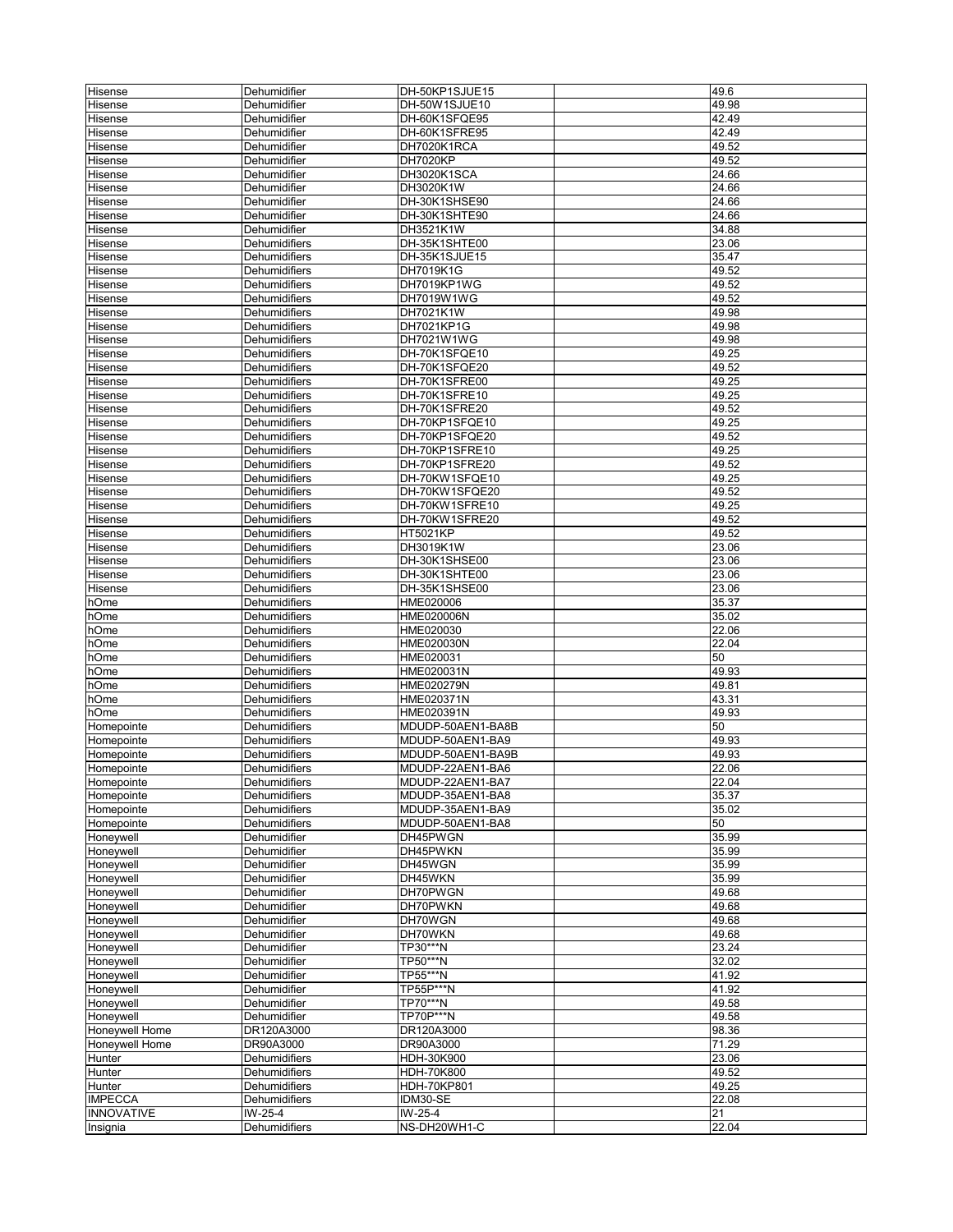| Hisense | Dehumidifier | DH-50KP1SJUE15 | | 49.6 |
|---|---|---|---|---|
| Hisense | Dehumidifier | DH-50W1SJUE10 | | 49.98 |
| Hisense | Dehumidifier | DH-60K1SFQE95 | | 42.49 |
| Hisense | Dehumidifier | DH-60K1SFRE95 | | 42.49 |
| Hisense | Dehumidifier | DH7020K1RCA | | 49.52 |
| Hisense | Dehumidifier | DH7020KP | | 49.52 |
| Hisense | Dehumidifier | DH3020K1SCA | | 24.66 |
| Hisense | Dehumidifier | DH3020K1W | | 24.66 |
| Hisense | Dehumidifier | DH-30K1SHSE90 | | 24.66 |
| Hisense | Dehumidifier | DH-30K1SHTE90 | | 24.66 |
| Hisense | Dehumidifier | DH3521K1W | | 34.88 |
| Hisense | Dehumidifiers | DH-35K1SHTE00 | | 23.06 |
| Hisense | Dehumidifiers | DH-35K1SJUE15 | | 35.47 |
| Hisense | Dehumidifiers | DH7019K1G | | 49.52 |
| Hisense | Dehumidifiers | DH7019KP1WG | | 49.52 |
| Hisense | Dehumidifiers | DH7019W1WG | | 49.52 |
| Hisense | Dehumidifiers | DH7021K1W | | 49.98 |
| Hisense | Dehumidifiers | DH7021KP1G | | 49.98 |
| Hisense | Dehumidifiers | DH7021W1WG | | 49.98 |
| Hisense | Dehumidifiers | DH-70K1SFQE10 | | 49.25 |
| Hisense | Dehumidifiers | DH-70K1SFQE20 | | 49.52 |
| Hisense | Dehumidifiers | DH-70K1SFRE00 | | 49.25 |
| Hisense | Dehumidifiers | DH-70K1SFRE10 | | 49.25 |
| Hisense | Dehumidifiers | DH-70K1SFRE20 | | 49.52 |
| Hisense | Dehumidifiers | DH-70KP1SFQE10 | | 49.25 |
| Hisense | Dehumidifiers | DH-70KP1SFQE20 | | 49.52 |
| Hisense | Dehumidifiers | DH-70KP1SFRE10 | | 49.25 |
| Hisense | Dehumidifiers | DH-70KP1SFRE20 | | 49.52 |
| Hisense | Dehumidifiers | DH-70KW1SFQE10 | | 49.25 |
| Hisense | Dehumidifiers | DH-70KW1SFQE20 | | 49.52 |
| Hisense | Dehumidifiers | DH-70KW1SFRE10 | | 49.25 |
| Hisense | Dehumidifiers | DH-70KW1SFRE20 | | 49.52 |
| Hisense | Dehumidifiers | HT5021KP | | 49.52 |
| Hisense | Dehumidifiers | DH3019K1W | | 23.06 |
| Hisense | Dehumidifiers | DH-30K1SHSE00 | | 23.06 |
| Hisense | Dehumidifiers | DH-30K1SHTE00 | | 23.06 |
| Hisense | Dehumidifiers | DH-35K1SHSE00 | | 23.06 |
| hOme | Dehumidifiers | HME020006 | | 35.37 |
| hOme | Dehumidifiers | HME020006N | | 35.02 |
| hOme | Dehumidifiers | HME020030 | | 22.06 |
| hOme | Dehumidifiers | HME020030N | | 22.04 |
| hOme | Dehumidifiers | HME020031 | | 50 |
| hOme | Dehumidifiers | HME020031N | | 49.93 |
| hOme | Dehumidifiers | HME020279N | | 49.81 |
| hOme | Dehumidifiers | HME020371N | | 43.31 |
| hOme | Dehumidifiers | HME020391N | | 49.93 |
| Homepointe | Dehumidifiers | MDUDP-50AEN1-BA8B | | 50 |
| Homepointe | Dehumidifiers | MDUDP-50AEN1-BA9 | | 49.93 |
| Homepointe | Dehumidifiers | MDUDP-50AEN1-BA9B | | 49.93 |
| Homepointe | Dehumidifiers | MDUDP-22AEN1-BA6 | | 22.06 |
| Homepointe | Dehumidifiers | MDUDP-22AEN1-BA7 | | 22.04 |
| Homepointe | Dehumidifiers | MDUDP-35AEN1-BA8 | | 35.37 |
| Homepointe | Dehumidifiers | MDUDP-35AEN1-BA9 | | 35.02 |
| Homepointe | Dehumidifiers | MDUDP-50AEN1-BA8 | | 50 |
| Honeywell | Dehumidifier | DH45PWGN | | 35.99 |
| Honeywell | Dehumidifier | DH45PWKN | | 35.99 |
| Honeywell | Dehumidifier | DH45WGN | | 35.99 |
| Honeywell | Dehumidifier | DH45WKN | | 35.99 |
| Honeywell | Dehumidifier | DH70PWGN | | 49.68 |
| Honeywell | Dehumidifier | DH70PWKN | | 49.68 |
| Honeywell | Dehumidifier | DH70WGN | | 49.68 |
| Honeywell | Dehumidifier | DH70WKN | | 49.68 |
| Honeywell | Dehumidifier | TP30***N | | 23.24 |
| Honeywell | Dehumidifier | TP50***N | | 32.02 |
| Honeywell | Dehumidifier | TP55***N | | 41.92 |
| Honeywell | Dehumidifier | TP55P***N | | 41.92 |
| Honeywell | Dehumidifier | TP70***N | | 49.58 |
| Honeywell | Dehumidifier | TP70P***N | | 49.58 |
| Honeywell Home | DR120A3000 | DR120A3000 | | 98.36 |
| Honeywell Home | DR90A3000 | DR90A3000 | | 71.29 |
| Hunter | Dehumidifiers | HDH-30K900 | | 23.06 |
| Hunter | Dehumidifiers | HDH-70K800 | | 49.52 |
| Hunter | Dehumidifiers | HDH-70KP801 | | 49.25 |
| IMPECCA | Dehumidifiers | IDM30-SE | | 22.08 |
| INNOVATIVE | IW-25-4 | IW-25-4 | | 21 |
| Insignia | Dehumidifiers | NS-DH20WH1-C | | 22.04 |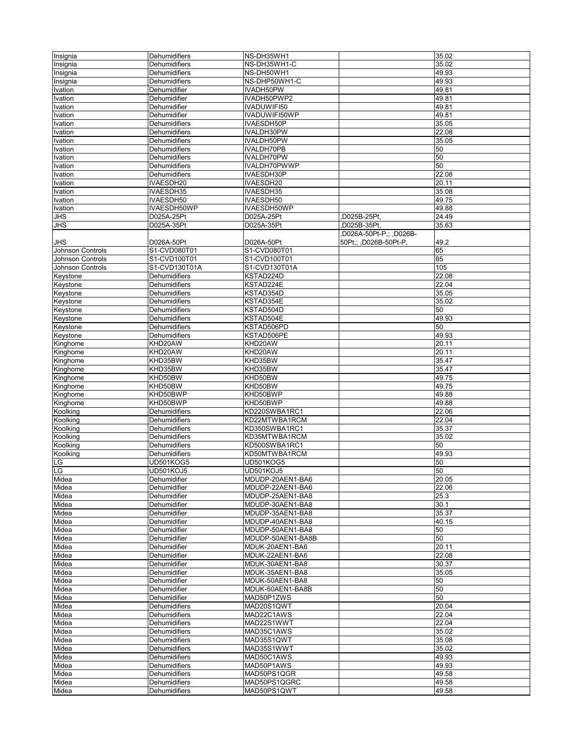| | | | | |
|---|---|---|---|---|
| Insignia | Dehumidifiers | NS-DH35WH1 | | 35.02 |
| Insignia | Dehumidifiers | NS-DH35WH1-C | | 35.02 |
| Insignia | Dehumidifiers | NS-DH50WH1 | | 49.93 |
| Insignia | Dehumidifiers | NS-DHP50WH1-C | | 49.93 |
| Ivation | Dehumidifier | IVADH50PW | | 49.81 |
| Ivation | Dehumidifier | IVADH50PWP2 | | 49.81 |
| Ivation | Dehumidifier | IVADUWIFI50 | | 49.81 |
| Ivation | Dehumidifier | IVADUWIFI50WP | | 49.81 |
| Ivation | Dehumidifiers | IVAESDH50P | | 35.05 |
| Ivation | Dehumidifiers | IVALDH30PW | | 22.08 |
| Ivation | Dehumidifiers | IVALDH50PW | | 35.05 |
| Ivation | Dehumidifiers | IVALDH70PB | | 50 |
| Ivation | Dehumidifiers | IVALDH70PW | | 50 |
| Ivation | Dehumidifiers | IVALDH70PWWP | | 50 |
| Ivation | Dehumidifiers | IVAESDH30P | | 22.08 |
| Ivation | IVAESDH20 | IVAESDH20 | | 20.11 |
| Ivation | IVAESDH35 | IVAESDH35 | | 35.08 |
| Ivation | IVAESDH50 | IVAESDH50 | | 49.75 |
| Ivation | IVAESDH50WP | IVAESDH50WP | | 49.88 |
| JHS | D025A-25Pt | D025A-25Pt | ,D025B-25Pt, | 24.49 |
| JHS | D025A-35Pt | D025A-35Pt | ,D025B-35Pt, | 35.63 |
| JHS | D026A-50Pt | D026A-50Pt | ,D026A-50Pt-P,; ,D026B-50Pt,; ,D026B-50Pt-P, | 49.2 |
| Johnson Controls | S1-CVD080T01 | S1-CVD080T01 | | 65 |
| Johnson Controls | S1-CVD100T01 | S1-CVD100T01 | | 85 |
| Johnson Controls | S1-CVD130T01A | S1-CVD130T01A | | 105 |
| Keystone | Dehumidifiers | KSTAD224D | | 22.08 |
| Keystone | Dehumidifiers | KSTAD224E | | 22.04 |
| Keystone | Dehumidifiers | KSTAD354D | | 35.05 |
| Keystone | Dehumidifiers | KSTAD354E | | 35.02 |
| Keystone | Dehumidifiers | KSTAD504D | | 50 |
| Keystone | Dehumidifiers | KSTAD504E | | 49.93 |
| Keystone | Dehumidifiers | KSTAD506PD | | 50 |
| Keystone | Dehumidifiers | KSTAD506PE | | 49.93 |
| Kinghome | KHD20AW | KHD20AW | | 20.11 |
| Kinghome | KHD20AW | KHD20AW | | 20.11 |
| Kinghome | KHD35BW | KHD35BW | | 35.47 |
| Kinghome | KHD35BW | KHD35BW | | 35.47 |
| Kinghome | KHD50BW | KHD50BW | | 49.75 |
| Kinghome | KHD50BW | KHD50BW | | 49.75 |
| Kinghome | KHD50BWP | KHD50BWP | | 49.88 |
| Kinghome | KHD50BWP | KHD50BWP | | 49.88 |
| Koolking | Dehumidifiers | KD220SWBA1RC1 | | 22.06 |
| Koolking | Dehumidifiers | KD22MTWBA1RCM | | 22.04 |
| Koolking | Dehumidifiers | KD350SWBA1RC1 | | 35.37 |
| Koolking | Dehumidifiers | KD35MTWBA1RCM | | 35.02 |
| Koolking | Dehumidifiers | KD500SWBA1RC1 | | 50 |
| Koolking | Dehumidifiers | KD50MTWBA1RCM | | 49.93 |
| LG | UD501KOG5 | UD501KOG5 | | 50 |
| LG | UD501KOJ5 | UD501KOJ5 | | 50 |
| Midea | Dehumidifier | MDUDP-20AEN1-BA6 | | 20.05 |
| Midea | Dehumidifier | MDUDP-22AEN1-BA6 | | 22.06 |
| Midea | Dehumidifier | MDUDP-25AEN1-BA8 | | 25.3 |
| Midea | Dehumidifier | MDUDP-30AEN1-BA8 | | 30.1 |
| Midea | Dehumidifier | MDUDP-35AEN1-BA8 | | 35.37 |
| Midea | Dehumidifier | MDUDP-40AEN1-BA8 | | 40.15 |
| Midea | Dehumidifier | MDUDP-50AEN1-BA8 | | 50 |
| Midea | Dehumidifier | MDUDP-50AEN1-BA8B | | 50 |
| Midea | Dehumidifier | MDUK-20AEN1-BA6 | | 20.11 |
| Midea | Dehumidifier | MDUK-22AEN1-BA6 | | 22.08 |
| Midea | Dehumidifier | MDUK-30AEN1-BA8 | | 30.37 |
| Midea | Dehumidifier | MDUK-35AEN1-BA8 | | 35.05 |
| Midea | Dehumidifier | MDUK-50AEN1-BA8 | | 50 |
| Midea | Dehumidifier | MDUK-50AEN1-BA8B | | 50 |
| Midea | Dehumidifier | MAD50P1ZWS | | 50 |
| Midea | Dehumidifiers | MAD20S1QWT | | 20.04 |
| Midea | Dehumidifiers | MAD22C1AWS | | 22.04 |
| Midea | Dehumidifiers | MAD22S1WWT | | 22.04 |
| Midea | Dehumidifiers | MAD35C1AWS | | 35.02 |
| Midea | Dehumidifiers | MAD35S1QWT | | 35.08 |
| Midea | Dehumidifiers | MAD35S1WWT | | 35.02 |
| Midea | Dehumidifiers | MAD50C1AWS | | 49.93 |
| Midea | Dehumidifiers | MAD50P1AWS | | 49.93 |
| Midea | Dehumidifiers | MAD50PS1QGR | | 49.58 |
| Midea | Dehumidifiers | MAD50PS1QGRC | | 49.58 |
| Midea | Dehumidifiers | MAD50PS1QWT | | 49.58 |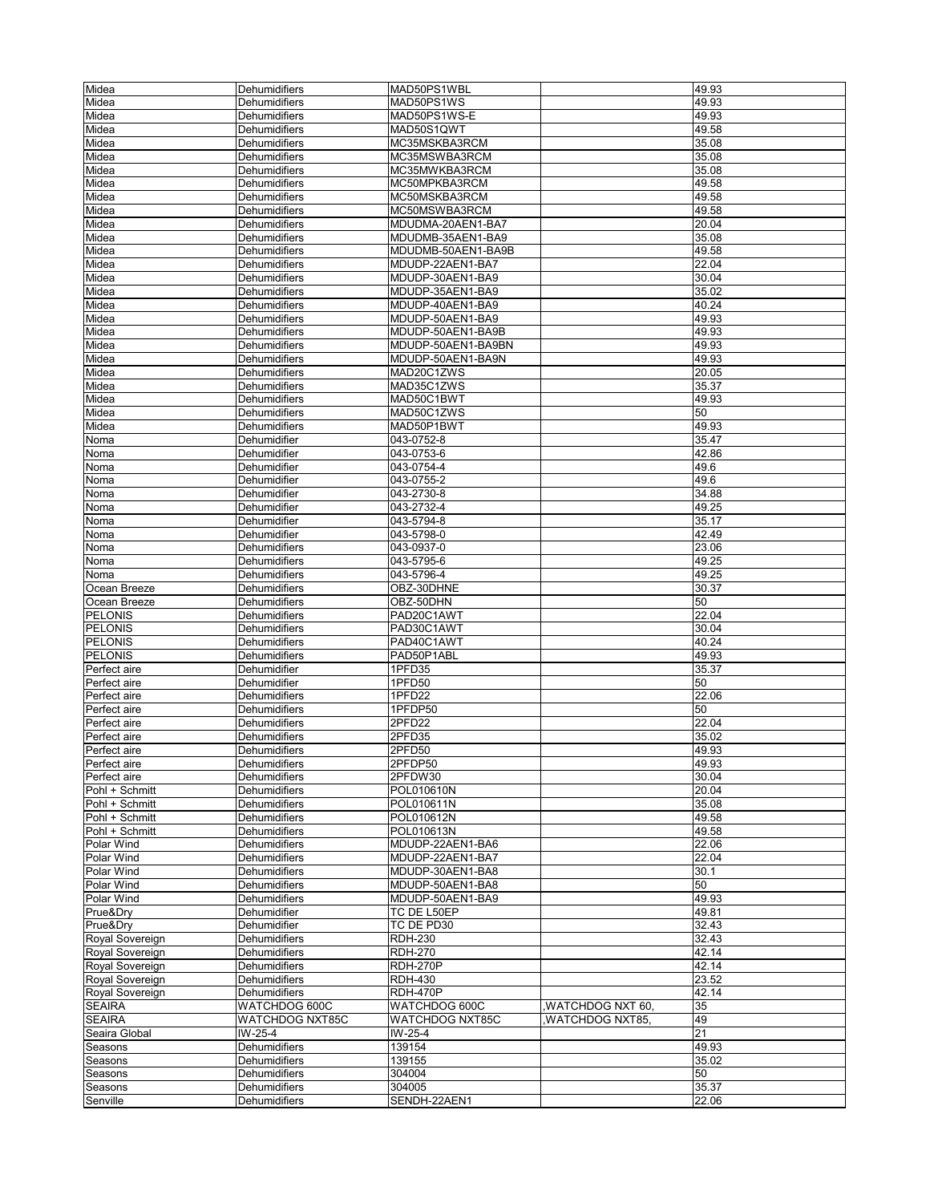| | | | | |
|---|---|---|---|---|
| Midea | Dehumidifiers | MAD50PS1WBL | | 49.93 |
| Midea | Dehumidifiers | MAD50PS1WS | | 49.93 |
| Midea | Dehumidifiers | MAD50PS1WS-E | | 49.93 |
| Midea | Dehumidifiers | MAD50S1QWT | | 49.58 |
| Midea | Dehumidifiers | MC35MSKBA3RCM | | 35.08 |
| Midea | Dehumidifiers | MC35MSWBA3RCM | | 35.08 |
| Midea | Dehumidifiers | MC35MWKBA3RCM | | 35.08 |
| Midea | Dehumidifiers | MC50MPKBA3RCM | | 49.58 |
| Midea | Dehumidifiers | MC50MSKBA3RCM | | 49.58 |
| Midea | Dehumidifiers | MC50MSWBA3RCM | | 49.58 |
| Midea | Dehumidifiers | MDUDMA-20AEN1-BA7 | | 20.04 |
| Midea | Dehumidifiers | MDUDMB-35AEN1-BA9 | | 35.08 |
| Midea | Dehumidifiers | MDUDMB-50AEN1-BA9B | | 49.58 |
| Midea | Dehumidifiers | MDUDP-22AEN1-BA7 | | 22.04 |
| Midea | Dehumidifiers | MDUDP-30AEN1-BA9 | | 30.04 |
| Midea | Dehumidifiers | MDUDP-35AEN1-BA9 | | 35.02 |
| Midea | Dehumidifiers | MDUDP-40AEN1-BA9 | | 40.24 |
| Midea | Dehumidifiers | MDUDP-50AEN1-BA9 | | 49.93 |
| Midea | Dehumidifiers | MDUDP-50AEN1-BA9B | | 49.93 |
| Midea | Dehumidifiers | MDUDP-50AEN1-BA9BN | | 49.93 |
| Midea | Dehumidifiers | MDUDP-50AEN1-BA9N | | 49.93 |
| Midea | Dehumidifiers | MAD20C1ZWS | | 20.05 |
| Midea | Dehumidifiers | MAD35C1ZWS | | 35.37 |
| Midea | Dehumidifiers | MAD50C1BWT | | 49.93 |
| Midea | Dehumidifiers | MAD50C1ZWS | | 50 |
| Midea | Dehumidifiers | MAD50P1BWT | | 49.93 |
| Noma | Dehumidifier | 043-0752-8 | | 35.47 |
| Noma | Dehumidifier | 043-0753-6 | | 42.86 |
| Noma | Dehumidifier | 043-0754-4 | | 49.6 |
| Noma | Dehumidifier | 043-0755-2 | | 49.6 |
| Noma | Dehumidifier | 043-2730-8 | | 34.88 |
| Noma | Dehumidifier | 043-2732-4 | | 49.25 |
| Noma | Dehumidifier | 043-5794-8 | | 35.17 |
| Noma | Dehumidifier | 043-5798-0 | | 42.49 |
| Noma | Dehumidifiers | 043-0937-0 | | 23.06 |
| Noma | Dehumidifiers | 043-5795-6 | | 49.25 |
| Noma | Dehumidifiers | 043-5796-4 | | 49.25 |
| Ocean Breeze | Dehumidifiers | OBZ-30DHNE | | 30.37 |
| Ocean Breeze | Dehumidifiers | OBZ-50DHN | | 50 |
| PELONIS | Dehumidifiers | PAD20C1AWT | | 22.04 |
| PELONIS | Dehumidifiers | PAD30C1AWT | | 30.04 |
| PELONIS | Dehumidifiers | PAD40C1AWT | | 40.24 |
| PELONIS | Dehumidifiers | PAD50P1ABL | | 49.93 |
| Perfect aire | Dehumidifier | 1PFD35 | | 35.37 |
| Perfect aire | Dehumidifier | 1PFD50 | | 50 |
| Perfect aire | Dehumidifiers | 1PFD22 | | 22.06 |
| Perfect aire | Dehumidifiers | 1PFDP50 | | 50 |
| Perfect aire | Dehumidifiers | 2PFD22 | | 22.04 |
| Perfect aire | Dehumidifiers | 2PFD35 | | 35.02 |
| Perfect aire | Dehumidifiers | 2PFD50 | | 49.93 |
| Perfect aire | Dehumidifiers | 2PFDP50 | | 49.93 |
| Perfect aire | Dehumidifiers | 2PFDW30 | | 30.04 |
| Pohl + Schmitt | Dehumidifiers | POL010610N | | 20.04 |
| Pohl + Schmitt | Dehumidifiers | POL010611N | | 35.08 |
| Pohl + Schmitt | Dehumidifiers | POL010612N | | 49.58 |
| Pohl + Schmitt | Dehumidifiers | POL010613N | | 49.58 |
| Polar Wind | Dehumidifiers | MDUDP-22AEN1-BA6 | | 22.06 |
| Polar Wind | Dehumidifiers | MDUDP-22AEN1-BA7 | | 22.04 |
| Polar Wind | Dehumidifiers | MDUDP-30AEN1-BA8 | | 30.1 |
| Polar Wind | Dehumidifiers | MDUDP-50AEN1-BA8 | | 50 |
| Polar Wind | Dehumidifiers | MDUDP-50AEN1-BA9 | | 49.93 |
| Prue&Dry | Dehumidifier | TC DE L50EP | | 49.81 |
| Prue&Dry | Dehumidifier | TC DE PD30 | | 32.43 |
| Royal Sovereign | Dehumidifiers | RDH-230 | | 32.43 |
| Royal Sovereign | Dehumidifiers | RDH-270 | | 42.14 |
| Royal Sovereign | Dehumidifiers | RDH-270P | | 42.14 |
| Royal Sovereign | Dehumidifiers | RDH-430 | | 23.52 |
| Royal Sovereign | Dehumidifiers | RDH-470P | | 42.14 |
| SEAIRA | WATCHDOG 600C | WATCHDOG 600C | ,WATCHDOG NXT 60, | 35 |
| SEAIRA | WATCHDOG NXT85C | WATCHDOG NXT85C | ,WATCHDOG NXT85, | 49 |
| Seaira Global | IW-25-4 | IW-25-4 | | 21 |
| Seasons | Dehumidifiers | 139154 | | 49.93 |
| Seasons | Dehumidifiers | 139155 | | 35.02 |
| Seasons | Dehumidifiers | 304004 | | 50 |
| Seasons | Dehumidifiers | 304005 | | 35.37 |
| Senville | Dehumidifiers | SENDH-22AEN1 | | 22.06 |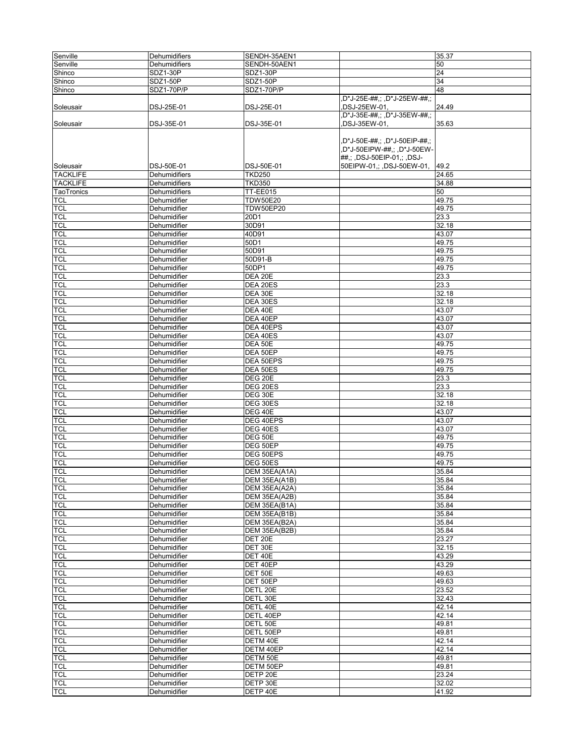| Senville | Dehumidifiers | SENDH-35AEN1 | | 35.37 |
|---|---|---|---|---|
| Senville | Dehumidifiers | SENDH-50AEN1 | | 50 |
| Shinco | SDZ1-30P | SDZ1-30P | | 24 |
| Shinco | SDZ1-50P | SDZ1-50P | | 34 |
| Shinco | SDZ1-70P/P | SDZ1-70P/P | | 48 |
| Soleusair | DSJ-25E-01 | DSJ-25E-01 | ,D*J-25E-##,; ,D*J-25EW-##,; ,DSJ-25EW-01, | 24.49 |
| Soleusair | DSJ-35E-01 | DSJ-35E-01 | ,D*J-35E-##,; ,D*J-35EW-##,; ,DSJ-35EW-01, | 35.63 |
| Soleusair | DSJ-50E-01 | DSJ-50E-01 | ,D*J-50E-##,; ,D*J-50EIP-##,; ,D*J-50EIPW-##,; ,D*J-50EW-##,; ,DSJ-50EIP-01,; ,DSJ-50EIPW-01,; ,DSJ-50EW-01, | 49.2 |
| TACKLIFE | Dehumidifiers | TKD250 | | 24.65 |
| TACKLIFE | Dehumidifiers | TKD350 | | 34.88 |
| TaoTronics | Dehumidifiers | TT-EE015 | | 50 |
| TCL | Dehumidifier | TDW50E20 | | 49.75 |
| TCL | Dehumidifier | TDW50EP20 | | 49.75 |
| TCL | Dehumidifier | 20D1 | | 23.3 |
| TCL | Dehumidifier | 30D91 | | 32.18 |
| TCL | Dehumidifier | 40D91 | | 43.07 |
| TCL | Dehumidifier | 50D1 | | 49.75 |
| TCL | Dehumidifier | 50D91 | | 49.75 |
| TCL | Dehumidifier | 50D91-B | | 49.75 |
| TCL | Dehumidifier | 50DP1 | | 49.75 |
| TCL | Dehumidifier | DEA 20E | | 23.3 |
| TCL | Dehumidifier | DEA 20ES | | 23.3 |
| TCL | Dehumidifier | DEA 30E | | 32.18 |
| TCL | Dehumidifier | DEA 30ES | | 32.18 |
| TCL | Dehumidifier | DEA 40E | | 43.07 |
| TCL | Dehumidifier | DEA 40EP | | 43.07 |
| TCL | Dehumidifier | DEA 40EPS | | 43.07 |
| TCL | Dehumidifier | DEA 40ES | | 43.07 |
| TCL | Dehumidifier | DEA 50E | | 49.75 |
| TCL | Dehumidifier | DEA 50EP | | 49.75 |
| TCL | Dehumidifier | DEA 50EPS | | 49.75 |
| TCL | Dehumidifier | DEA 50ES | | 49.75 |
| TCL | Dehumidifier | DEG 20E | | 23.3 |
| TCL | Dehumidifier | DEG 20ES | | 23.3 |
| TCL | Dehumidifier | DEG 30E | | 32.18 |
| TCL | Dehumidifier | DEG 30ES | | 32.18 |
| TCL | Dehumidifier | DEG 40E | | 43.07 |
| TCL | Dehumidifier | DEG 40EPS | | 43.07 |
| TCL | Dehumidifier | DEG 40ES | | 43.07 |
| TCL | Dehumidifier | DEG 50E | | 49.75 |
| TCL | Dehumidifier | DEG 50EP | | 49.75 |
| TCL | Dehumidifier | DEG 50EPS | | 49.75 |
| TCL | Dehumidifier | DEG 50ES | | 49.75 |
| TCL | Dehumidifier | DEM 35EA(A1A) | | 35.84 |
| TCL | Dehumidifier | DEM 35EA(A1B) | | 35.84 |
| TCL | Dehumidifier | DEM 35EA(A2A) | | 35.84 |
| TCL | Dehumidifier | DEM 35EA(A2B) | | 35.84 |
| TCL | Dehumidifier | DEM 35EA(B1A) | | 35.84 |
| TCL | Dehumidifier | DEM 35EA(B1B) | | 35.84 |
| TCL | Dehumidifier | DEM 35EA(B2A) | | 35.84 |
| TCL | Dehumidifier | DEM 35EA(B2B) | | 35.84 |
| TCL | Dehumidifier | DET 20E | | 23.27 |
| TCL | Dehumidifier | DET 30E | | 32.15 |
| TCL | Dehumidifier | DET 40E | | 43.29 |
| TCL | Dehumidifier | DET 40EP | | 43.29 |
| TCL | Dehumidifier | DET 50E | | 49.63 |
| TCL | Dehumidifier | DET 50EP | | 49.63 |
| TCL | Dehumidifier | DETL 20E | | 23.52 |
| TCL | Dehumidifier | DETL 30E | | 32.43 |
| TCL | Dehumidifier | DETL 40E | | 42.14 |
| TCL | Dehumidifier | DETL 40EP | | 42.14 |
| TCL | Dehumidifier | DETL 50E | | 49.81 |
| TCL | Dehumidifier | DETL 50EP | | 49.81 |
| TCL | Dehumidifier | DETM 40E | | 42.14 |
| TCL | Dehumidifier | DETM 40EP | | 42.14 |
| TCL | Dehumidifier | DETM 50E | | 49.81 |
| TCL | Dehumidifier | DETM 50EP | | 49.81 |
| TCL | Dehumidifier | DETP 20E | | 23.24 |
| TCL | Dehumidifier | DETP 30E | | 32.02 |
| TCL | Dehumidifier | DETP 40E | | 41.92 |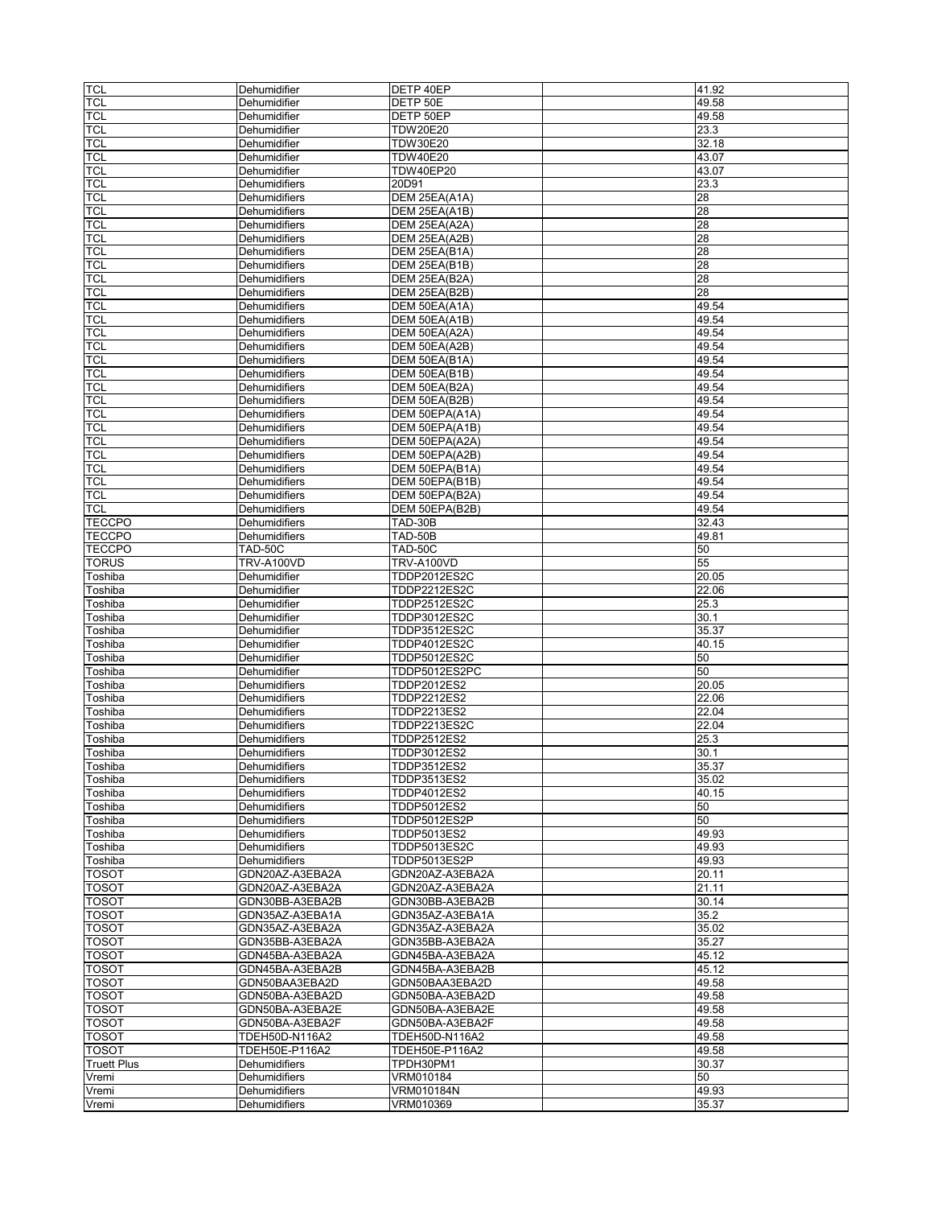| | | | | |
|---|---|---|---|---|
| TCL | Dehumidifier | DETP 40EP | | 41.92 |
| TCL | Dehumidifier | DETP 50E | | 49.58 |
| TCL | Dehumidifier | DETP 50EP | | 49.58 |
| TCL | Dehumidifier | TDW20E20 | | 23.3 |
| TCL | Dehumidifier | TDW30E20 | | 32.18 |
| TCL | Dehumidifier | TDW40E20 | | 43.07 |
| TCL | Dehumidifier | TDW40EP20 | | 43.07 |
| TCL | Dehumidifiers | 20D91 | | 23.3 |
| TCL | Dehumidifiers | DEM 25EA(A1A) | | 28 |
| TCL | Dehumidifiers | DEM 25EA(A1B) | | 28 |
| TCL | Dehumidifiers | DEM 25EA(A2A) | | 28 |
| TCL | Dehumidifiers | DEM 25EA(A2B) | | 28 |
| TCL | Dehumidifiers | DEM 25EA(B1A) | | 28 |
| TCL | Dehumidifiers | DEM 25EA(B1B) | | 28 |
| TCL | Dehumidifiers | DEM 25EA(B2A) | | 28 |
| TCL | Dehumidifiers | DEM 25EA(B2B) | | 28 |
| TCL | Dehumidifiers | DEM 50EA(A1A) | | 49.54 |
| TCL | Dehumidifiers | DEM 50EA(A1B) | | 49.54 |
| TCL | Dehumidifiers | DEM 50EA(A2A) | | 49.54 |
| TCL | Dehumidifiers | DEM 50EA(A2B) | | 49.54 |
| TCL | Dehumidifiers | DEM 50EA(B1A) | | 49.54 |
| TCL | Dehumidifiers | DEM 50EA(B1B) | | 49.54 |
| TCL | Dehumidifiers | DEM 50EA(B2A) | | 49.54 |
| TCL | Dehumidifiers | DEM 50EA(B2B) | | 49.54 |
| TCL | Dehumidifiers | DEM 50EPA(A1A) | | 49.54 |
| TCL | Dehumidifiers | DEM 50EPA(A1B) | | 49.54 |
| TCL | Dehumidifiers | DEM 50EPA(A2A) | | 49.54 |
| TCL | Dehumidifiers | DEM 50EPA(A2B) | | 49.54 |
| TCL | Dehumidifiers | DEM 50EPA(B1A) | | 49.54 |
| TCL | Dehumidifiers | DEM 50EPA(B1B) | | 49.54 |
| TCL | Dehumidifiers | DEM 50EPA(B2A) | | 49.54 |
| TCL | Dehumidifiers | DEM 50EPA(B2B) | | 49.54 |
| TECCPO | Dehumidifiers | TAD-30B | | 32.43 |
| TECCPO | Dehumidifiers | TAD-50B | | 49.81 |
| TECCPO | TAD-50C | TAD-50C | | 50 |
| TORUS | TRV-A100VD | TRV-A100VD | | 55 |
| Toshiba | Dehumidifier | TDDP2012ES2C | | 20.05 |
| Toshiba | Dehumidifier | TDDP2212ES2C | | 22.06 |
| Toshiba | Dehumidifier | TDDP2512ES2C | | 25.3 |
| Toshiba | Dehumidifier | TDDP3012ES2C | | 30.1 |
| Toshiba | Dehumidifier | TDDP3512ES2C | | 35.37 |
| Toshiba | Dehumidifier | TDDP4012ES2C | | 40.15 |
| Toshiba | Dehumidifier | TDDP5012ES2C | | 50 |
| Toshiba | Dehumidifier | TDDP5012ES2PC | | 50 |
| Toshiba | Dehumidifiers | TDDP2012ES2 | | 20.05 |
| Toshiba | Dehumidifiers | TDDP2212ES2 | | 22.06 |
| Toshiba | Dehumidifiers | TDDP2213ES2 | | 22.04 |
| Toshiba | Dehumidifiers | TDDP2213ES2C | | 22.04 |
| Toshiba | Dehumidifiers | TDDP2512ES2 | | 25.3 |
| Toshiba | Dehumidifiers | TDDP3012ES2 | | 30.1 |
| Toshiba | Dehumidifiers | TDDP3512ES2 | | 35.37 |
| Toshiba | Dehumidifiers | TDDP3513ES2 | | 35.02 |
| Toshiba | Dehumidifiers | TDDP4012ES2 | | 40.15 |
| Toshiba | Dehumidifiers | TDDP5012ES2 | | 50 |
| Toshiba | Dehumidifiers | TDDP5012ES2P | | 50 |
| Toshiba | Dehumidifiers | TDDP5013ES2 | | 49.93 |
| Toshiba | Dehumidifiers | TDDP5013ES2C | | 49.93 |
| Toshiba | Dehumidifiers | TDDP5013ES2P | | 49.93 |
| TOSOT | GDN20AZ-A3EBA2A | GDN20AZ-A3EBA2A | | 20.11 |
| TOSOT | GDN20AZ-A3EBA2A | GDN20AZ-A3EBA2A | | 21.11 |
| TOSOT | GDN30BB-A3EBA2B | GDN30BB-A3EBA2B | | 30.14 |
| TOSOT | GDN35AZ-A3EBA1A | GDN35AZ-A3EBA1A | | 35.2 |
| TOSOT | GDN35AZ-A3EBA2A | GDN35AZ-A3EBA2A | | 35.02 |
| TOSOT | GDN35BB-A3EBA2A | GDN35BB-A3EBA2A | | 35.27 |
| TOSOT | GDN45BA-A3EBA2A | GDN45BA-A3EBA2A | | 45.12 |
| TOSOT | GDN45BA-A3EBA2B | GDN45BA-A3EBA2B | | 45.12 |
| TOSOT | GDN50BAA3EBA2D | GDN50BAA3EBA2D | | 49.58 |
| TOSOT | GDN50BA-A3EBA2D | GDN50BA-A3EBA2D | | 49.58 |
| TOSOT | GDN50BA-A3EBA2E | GDN50BA-A3EBA2E | | 49.58 |
| TOSOT | GDN50BA-A3EBA2F | GDN50BA-A3EBA2F | | 49.58 |
| TOSOT | TDEH50D-N116A2 | TDEH50D-N116A2 | | 49.58 |
| TOSOT | TDEH50E-P116A2 | TDEH50E-P116A2 | | 49.58 |
| Truett Plus | Dehumidifiers | TPDH30PM1 | | 30.37 |
| Vremi | Dehumidifiers | VRM010184 | | 50 |
| Vremi | Dehumidifiers | VRM010184N | | 49.93 |
| Vremi | Dehumidifiers | VRM010369 | | 35.37 |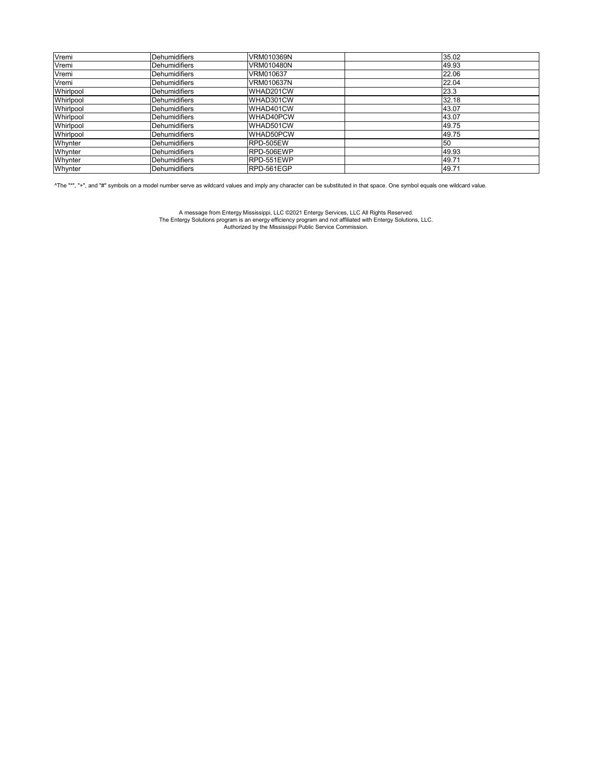| | | | | |
|---|---|---|---|---|
| Vremi | Dehumidifiers | VRM010369N | | 35.02 |
| Vremi | Dehumidifiers | VRM010480N | | 49.93 |
| Vremi | Dehumidifiers | VRM010637 | | 22.06 |
| Vremi | Dehumidifiers | VRM010637N | | 22.04 |
| Whirlpool | Dehumidifiers | WHAD201CW | | 23.3 |
| Whirlpool | Dehumidifiers | WHAD301CW | | 32.18 |
| Whirlpool | Dehumidifiers | WHAD401CW | | 43.07 |
| Whirlpool | Dehumidifiers | WHAD40PCW | | 43.07 |
| Whirlpool | Dehumidifiers | WHAD501CW | | 49.75 |
| Whirlpool | Dehumidifiers | WHAD50PCW | | 49.75 |
| Whynter | Dehumidifiers | RPD-505EW | | 50 |
| Whynter | Dehumidifiers | RPD-506EWP | | 49.93 |
| Whynter | Dehumidifiers | RPD-551EWP | | 49.71 |
| Whynter | Dehumidifiers | RPD-561EGP | | 49.71 |

^The "*", "+", and "#" symbols on a model number serve as wildcard values and imply any character can be substituted in that space. One symbol equals one wildcard value.

A message from Entergy Mississippi, LLC ©2021 Entergy Services, LLC All Rights Reserved.
The Entergy Solutions program is an energy efficiency program and not affiliated with Entergy Solutions, LLC.
Authorized by the Mississippi Public Service Commission.